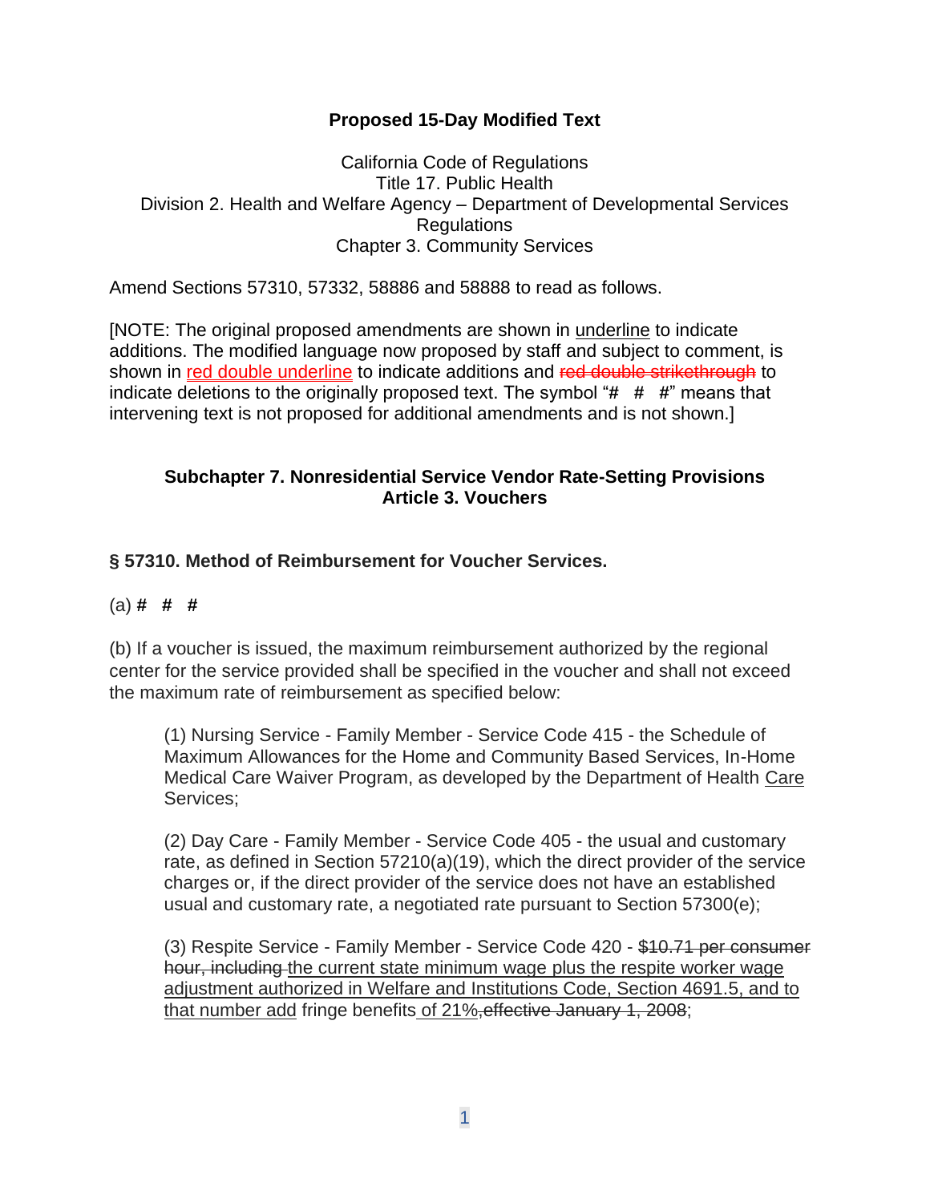**Proposed 15-Day Modified Text**

California Code of Regulations
Title 17. Public Health
Division 2. Health and Welfare Agency – Department of Developmental Services Regulations
Chapter 3. Community Services

Amend Sections 57310, 57332, 58886 and 58888 to read as follows.

[NOTE: The original proposed amendments are shown in <u>underline</u> to indicate additions. The modified language now proposed by staff and subject to comment, is shown in <u>red double underline</u> to indicate additions and ~~red double strikethrough~~ to indicate deletions to the originally proposed text. The symbol "# # #" means that intervening text is not proposed for additional amendments and is not shown.]

### Subchapter 7. Nonresidential Service Vendor Rate-Setting Provisions
### Article 3. Vouchers

**§ 57310. Method of Reimbursement for Voucher Services.**

(a) **# # #**

(b) If a voucher is issued, the maximum reimbursement authorized by the regional center for the service provided shall be specified in the voucher and shall not exceed the maximum rate of reimbursement as specified below:

(1) Nursing Service - Family Member - Service Code 415 - the Schedule of Maximum Allowances for the Home and Community Based Services, In-Home Medical Care Waiver Program, as developed by the Department of Health <u>Care</u> Services;

(2) Day Care - Family Member - Service Code 405 - the usual and customary rate, as defined in Section 57210(a)(19), which the direct provider of the service charges or, if the direct provider of the service does not have an established usual and customary rate, a negotiated rate pursuant to Section 57300(e);

(3) Respite Service - Family Member - Service Code 420 - ~~$10.71 per consumer hour, including~~ <u>the current state minimum wage plus the respite worker wage adjustment authorized in Welfare and Institutions Code, Section 4691.5, and to that number add</u> fringe benefits<u> of 21%</u>~~, effective January 1, 2008~~;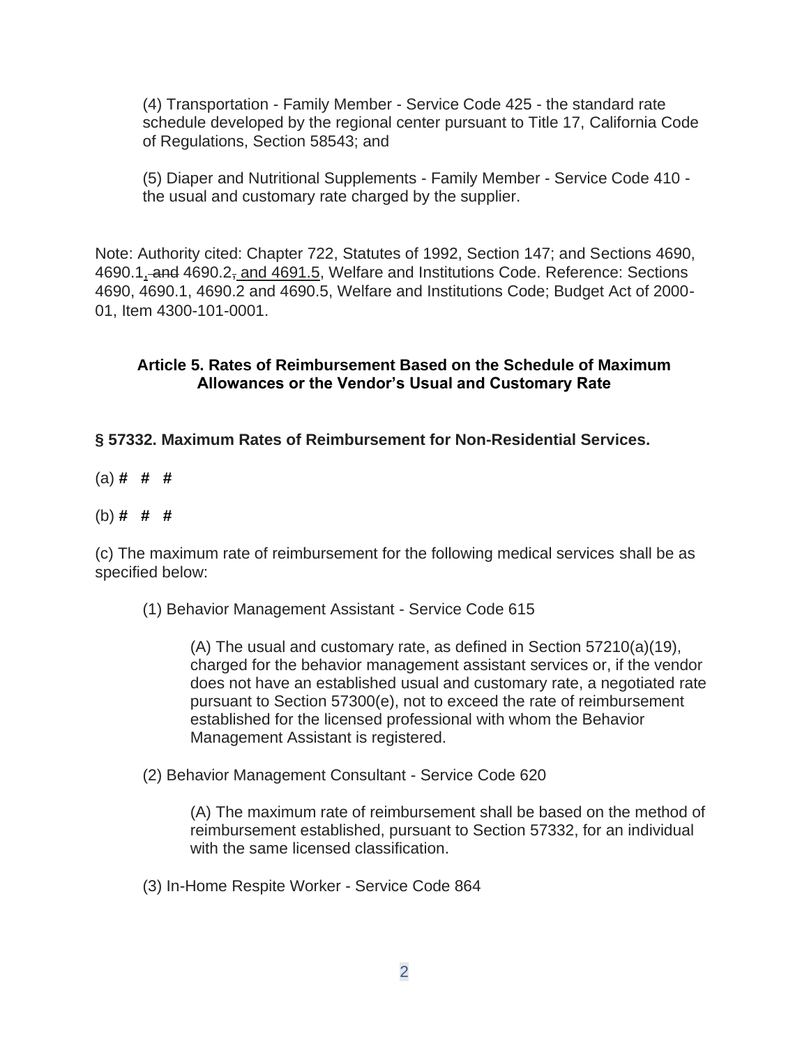(4) Transportation - Family Member - Service Code 425 - the standard rate schedule developed by the regional center pursuant to Title 17, California Code of Regulations, Section 58543; and

(5) Diaper and Nutritional Supplements - Family Member - Service Code 410 - the usual and customary rate charged by the supplier.

Note: Authority cited: Chapter 722, Statutes of 1992, Section 147; and Sections 4690, 4690.1<u>,</u> ~~and~~ 4690.2~~,~~<u> and 4691.5</u>, Welfare and Institutions Code. Reference: Sections 4690, 4690.1, 4690.2 and 4690.5, Welfare and Institutions Code; Budget Act of 2000-01, Item 4300-101-0001.

### Article 5. Rates of Reimbursement Based on the Schedule of Maximum Allowances or the Vendor's Usual and Customary Rate

### § 57332. Maximum Rates of Reimbursement for Non-Residential Services.

(a) **# # #**

(b) **# # #**

(c) The maximum rate of reimbursement for the following medical services shall be as specified below:

(1) Behavior Management Assistant - Service Code 615

(A) The usual and customary rate, as defined in Section 57210(a)(19), charged for the behavior management assistant services or, if the vendor does not have an established usual and customary rate, a negotiated rate pursuant to Section 57300(e), not to exceed the rate of reimbursement established for the licensed professional with whom the Behavior Management Assistant is registered.

(2) Behavior Management Consultant - Service Code 620

(A) The maximum rate of reimbursement shall be based on the method of reimbursement established, pursuant to Section 57332, for an individual with the same licensed classification.

(3) In-Home Respite Worker - Service Code 864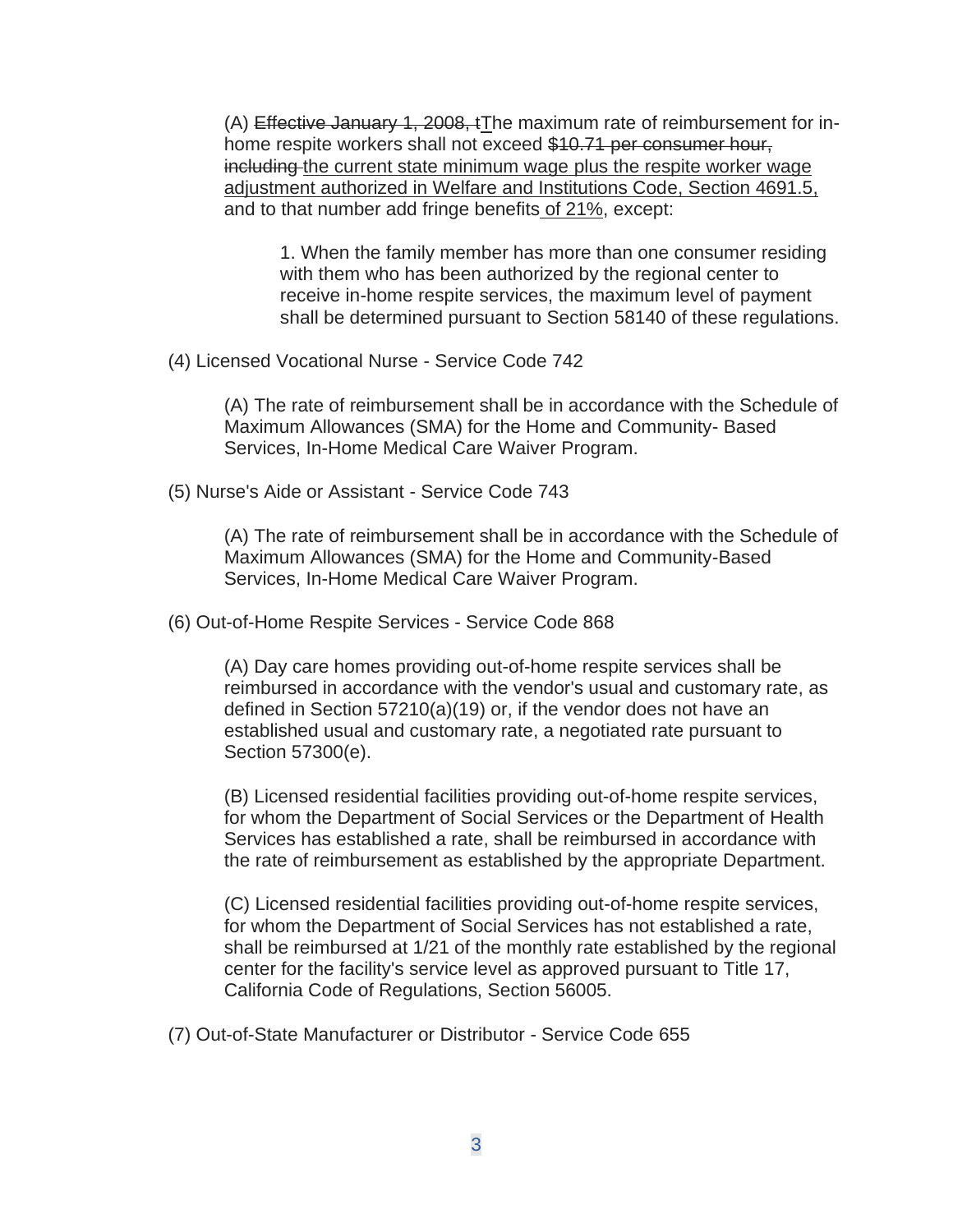(A) ~~Effective January 1, 2008, t~~<u>T</u>he maximum rate of reimbursement for in-home respite workers shall not exceed ~~$10.71 per consumer hour, including~~ <u>the current state minimum wage plus the respite worker wage adjustment authorized in Welfare and Institutions Code, Section 4691.5,</u> and to that number add fringe benefits<u> of 21%</u>, except:

1. When the family member has more than one consumer residing with them who has been authorized by the regional center to receive in-home respite services, the maximum level of payment shall be determined pursuant to Section 58140 of these regulations.

(4) Licensed Vocational Nurse - Service Code 742

(A) The rate of reimbursement shall be in accordance with the Schedule of Maximum Allowances (SMA) for the Home and Community- Based Services, In-Home Medical Care Waiver Program.

(5) Nurse's Aide or Assistant - Service Code 743

(A) The rate of reimbursement shall be in accordance with the Schedule of Maximum Allowances (SMA) for the Home and Community-Based Services, In-Home Medical Care Waiver Program.

(6) Out-of-Home Respite Services - Service Code 868

(A) Day care homes providing out-of-home respite services shall be reimbursed in accordance with the vendor's usual and customary rate, as defined in Section 57210(a)(19) or, if the vendor does not have an established usual and customary rate, a negotiated rate pursuant to Section 57300(e).

(B) Licensed residential facilities providing out-of-home respite services, for whom the Department of Social Services or the Department of Health Services has established a rate, shall be reimbursed in accordance with the rate of reimbursement as established by the appropriate Department.

(C) Licensed residential facilities providing out-of-home respite services, for whom the Department of Social Services has not established a rate, shall be reimbursed at 1/21 of the monthly rate established by the regional center for the facility's service level as approved pursuant to Title 17, California Code of Regulations, Section 56005.

(7) Out-of-State Manufacturer or Distributor - Service Code 655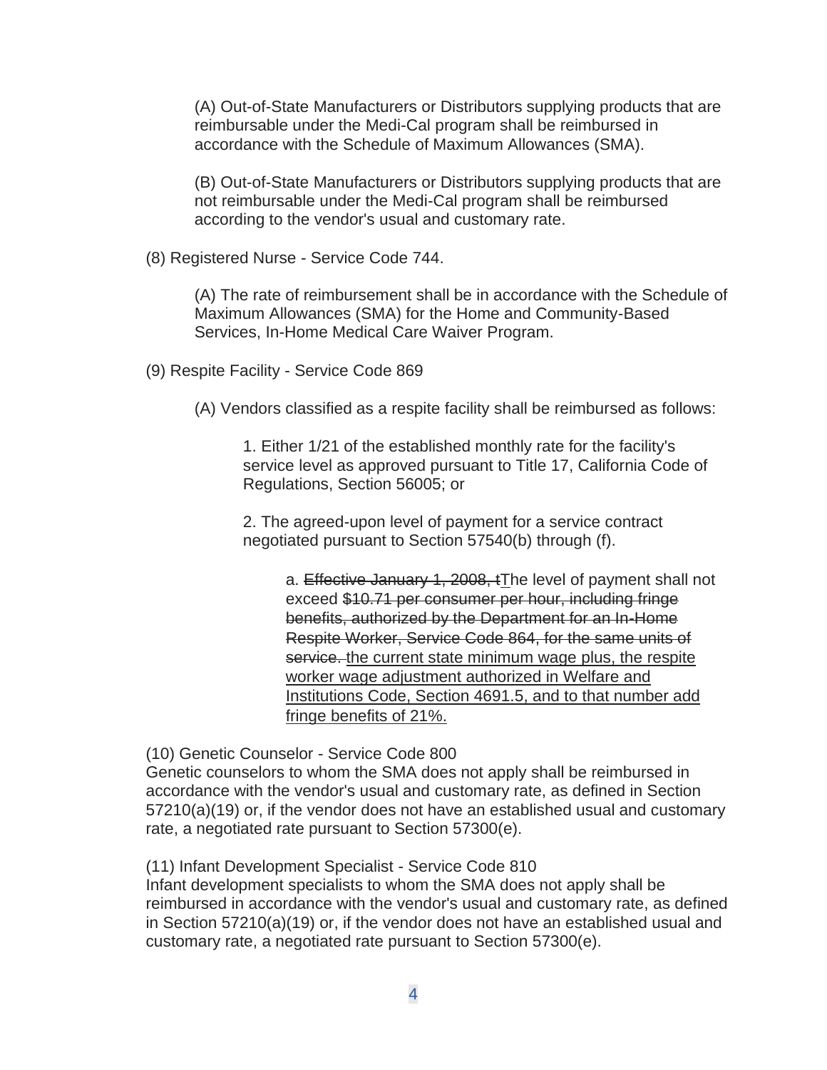(A) Out-of-State Manufacturers or Distributors supplying products that are reimbursable under the Medi-Cal program shall be reimbursed in accordance with the Schedule of Maximum Allowances (SMA).

(B) Out-of-State Manufacturers or Distributors supplying products that are not reimbursable under the Medi-Cal program shall be reimbursed according to the vendor's usual and customary rate.

(8) Registered Nurse - Service Code 744.

(A) The rate of reimbursement shall be in accordance with the Schedule of Maximum Allowances (SMA) for the Home and Community-Based Services, In-Home Medical Care Waiver Program.

(9) Respite Facility - Service Code 869

(A) Vendors classified as a respite facility shall be reimbursed as follows:

1. Either 1/21 of the established monthly rate for the facility's service level as approved pursuant to Title 17, California Code of Regulations, Section 56005; or

2. The agreed-upon level of payment for a service contract negotiated pursuant to Section 57540(b) through (f).

a. ~~Effective January 1, 2008, t~~<u>T</u>he level of payment shall not exceed ~~$10.71 per consumer per hour, including fringe benefits, authorized by the Department for an In-Home Respite Worker, Service Code 864, for the same units of service.~~ <u>the current state minimum wage plus, the respite worker wage adjustment authorized in Welfare and Institutions Code, Section 4691.5, and to that number add fringe benefits of 21%.</u>

(10) Genetic Counselor - Service Code 800
Genetic counselors to whom the SMA does not apply shall be reimbursed in accordance with the vendor's usual and customary rate, as defined in Section 57210(a)(19) or, if the vendor does not have an established usual and customary rate, a negotiated rate pursuant to Section 57300(e).

(11) Infant Development Specialist - Service Code 810
Infant development specialists to whom the SMA does not apply shall be reimbursed in accordance with the vendor's usual and customary rate, as defined in Section 57210(a)(19) or, if the vendor does not have an established usual and customary rate, a negotiated rate pursuant to Section 57300(e).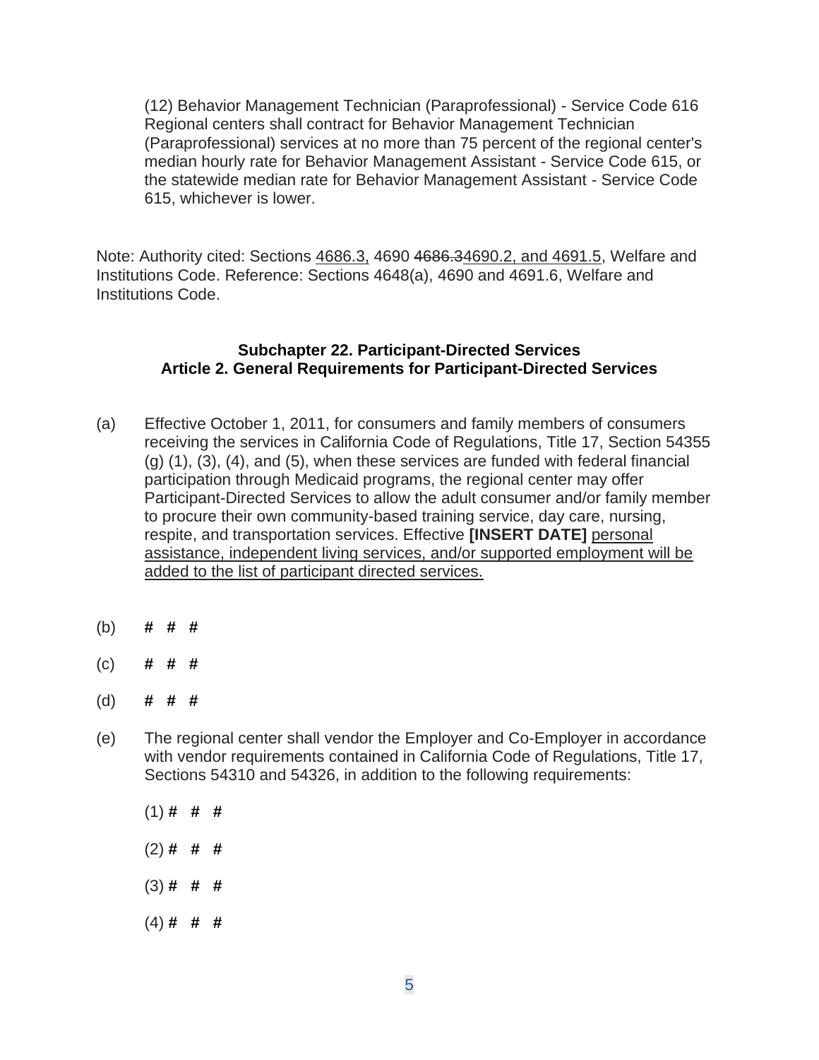(12) Behavior Management Technician (Paraprofessional) - Service Code 616 Regional centers shall contract for Behavior Management Technician (Paraprofessional) services at no more than 75 percent of the regional center's median hourly rate for Behavior Management Assistant - Service Code 615, or the statewide median rate for Behavior Management Assistant - Service Code 615, whichever is lower.

Note: Authority cited: Sections <u>4686.3,</u> 4690 ~~4686.3~~<u>4690.2, and 4691.5</u>, Welfare and Institutions Code. Reference: Sections 4648(a), 4690 and 4691.6, Welfare and Institutions Code.

**Subchapter 22. Participant-Directed Services**
**Article 2. General Requirements for Participant-Directed Services**

(a) Effective October 1, 2011, for consumers and family members of consumers receiving the services in California Code of Regulations, Title 17, Section 54355 (g) (1), (3), (4), and (5), when these services are funded with federal financial participation through Medicaid programs, the regional center may offer Participant-Directed Services to allow the adult consumer and/or family member to procure their own community-based training service, day care, nursing, respite, and transportation services. Effective **[INSERT DATE]** <u>personal assistance, independent living services, and/or supported employment will be added to the list of participant directed services.</u>

(b) # # #

(c) # # #

(d) # # #

(e) The regional center shall vendor the Employer and Co-Employer in accordance with vendor requirements contained in California Code of Regulations, Title 17, Sections 54310 and 54326, in addition to the following requirements:

(1) # # #

(2) # # #

(3) # # #

(4) # # #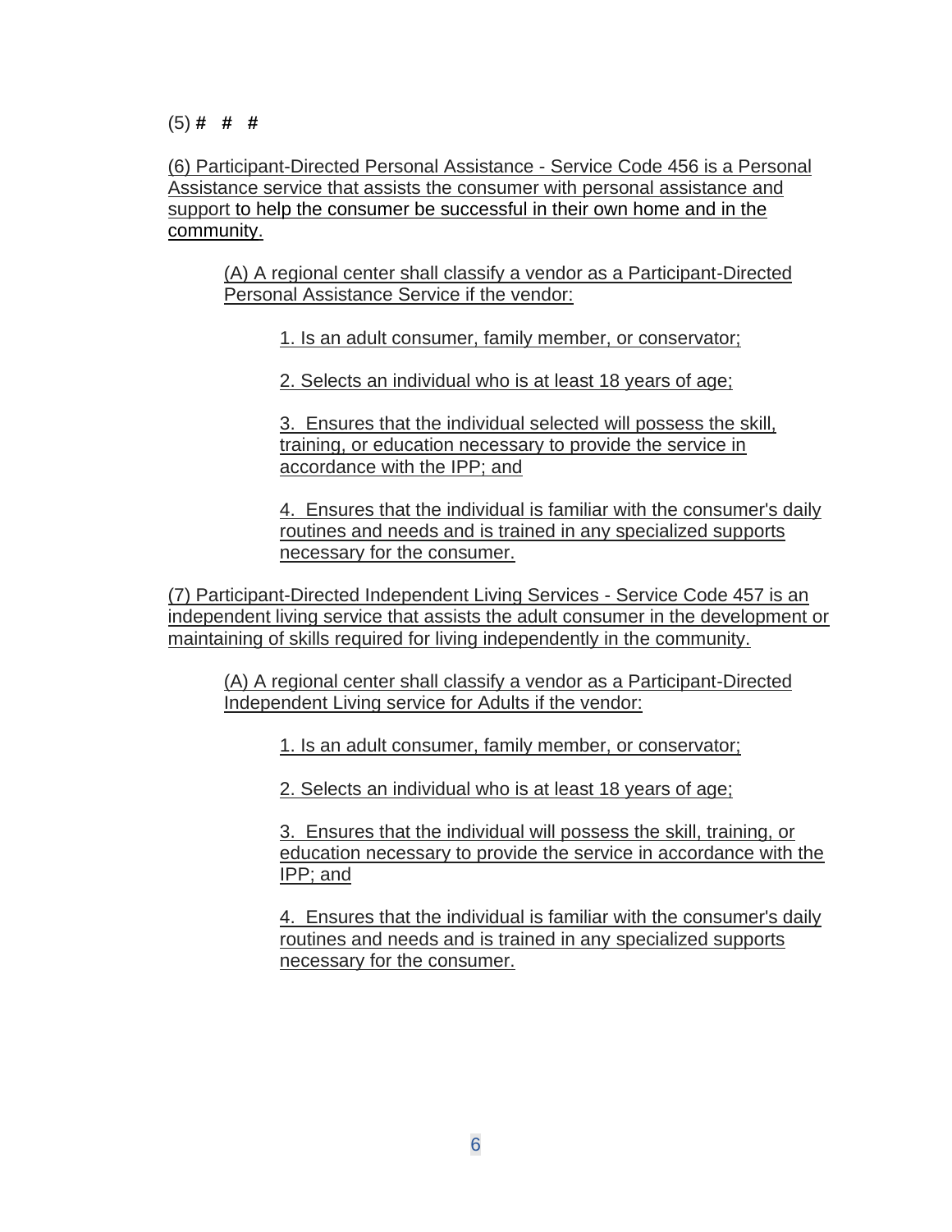(5) **# # #**

(6) Participant-Directed Personal Assistance - Service Code 456 is a Personal Assistance service that assists the consumer with personal assistance and support to help the consumer be successful in their own home and in the community.

(A) A regional center shall classify a vendor as a Participant-Directed Personal Assistance Service if the vendor:

1. Is an adult consumer, family member, or conservator;

2. Selects an individual who is at least 18 years of age;

3. Ensures that the individual selected will possess the skill, training, or education necessary to provide the service in accordance with the IPP; and

4. Ensures that the individual is familiar with the consumer's daily routines and needs and is trained in any specialized supports necessary for the consumer.

(7) Participant-Directed Independent Living Services - Service Code 457 is an independent living service that assists the adult consumer in the development or maintaining of skills required for living independently in the community.

(A) A regional center shall classify a vendor as a Participant-Directed Independent Living service for Adults if the vendor:

1. Is an adult consumer, family member, or conservator;

2. Selects an individual who is at least 18 years of age;

3. Ensures that the individual will possess the skill, training, or education necessary to provide the service in accordance with the IPP; and

4. Ensures that the individual is familiar with the consumer's daily routines and needs and is trained in any specialized supports necessary for the consumer.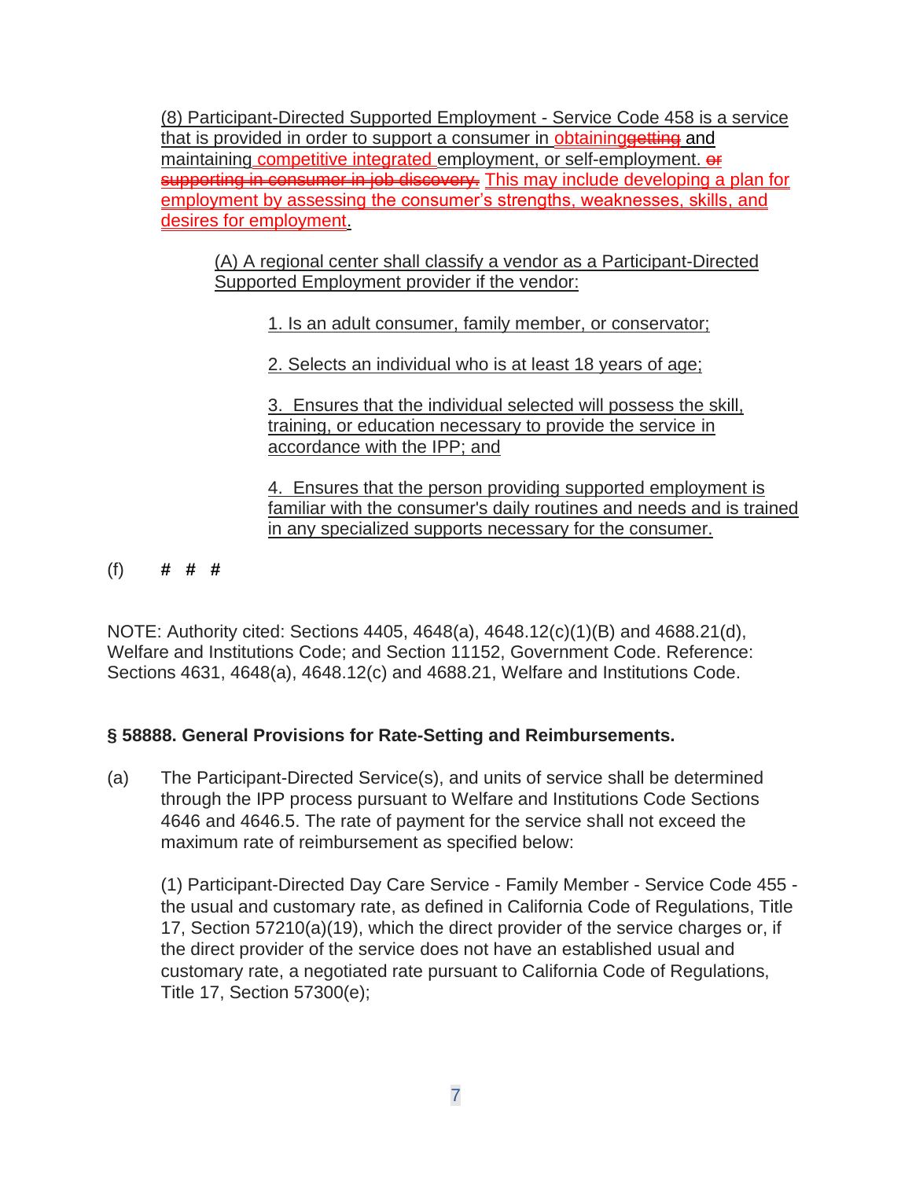(8) Participant-Directed Supported Employment - Service Code 458 is a service that is provided in order to support a consumer in obtaininggetting and maintaining competitive integrated employment, or self-employment. or supporting in consumer in job discovery. This may include developing a plan for employment by assessing the consumer's strengths, weaknesses, skills, and desires for employment.

(A) A regional center shall classify a vendor as a Participant-Directed Supported Employment provider if the vendor:

1. Is an adult consumer, family member, or conservator;

2. Selects an individual who is at least 18 years of age;

3. Ensures that the individual selected will possess the skill, training, or education necessary to provide the service in accordance with the IPP; and

4. Ensures that the person providing supported employment is familiar with the consumer's daily routines and needs and is trained in any specialized supports necessary for the consumer.

(f) **# # #**

NOTE: Authority cited: Sections 4405, 4648(a), 4648.12(c)(1)(B) and 4688.21(d), Welfare and Institutions Code; and Section 11152, Government Code. Reference: Sections 4631, 4648(a), 4648.12(c) and 4688.21, Welfare and Institutions Code.

### § 58888. General Provisions for Rate-Setting and Reimbursements.

(a) The Participant-Directed Service(s), and units of service shall be determined through the IPP process pursuant to Welfare and Institutions Code Sections 4646 and 4646.5. The rate of payment for the service shall not exceed the maximum rate of reimbursement as specified below:

(1) Participant-Directed Day Care Service - Family Member - Service Code 455 - the usual and customary rate, as defined in California Code of Regulations, Title 17, Section 57210(a)(19), which the direct provider of the service charges or, if the direct provider of the service does not have an established usual and customary rate, a negotiated rate pursuant to California Code of Regulations, Title 17, Section 57300(e);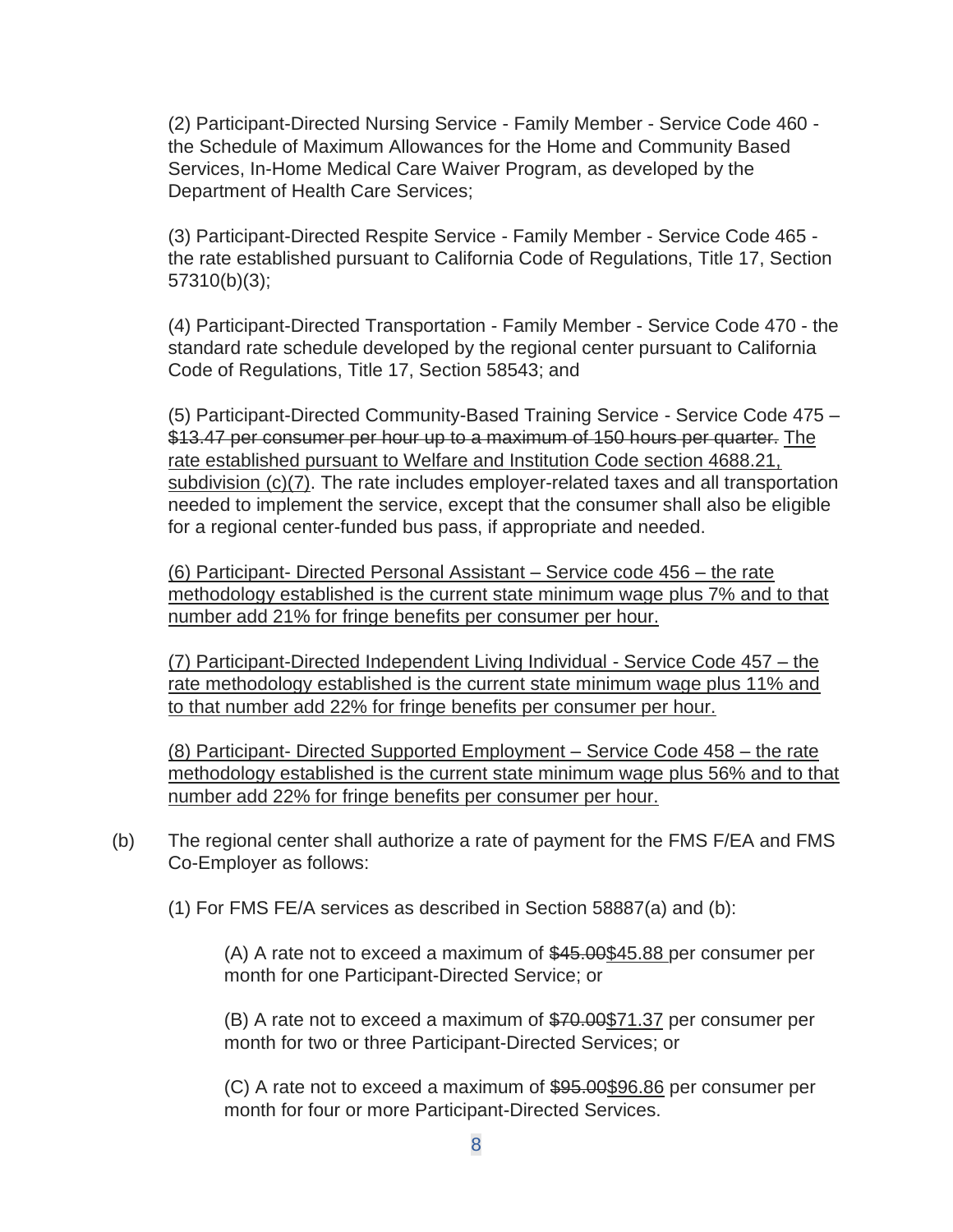(2) Participant-Directed Nursing Service - Family Member - Service Code 460 - the Schedule of Maximum Allowances for the Home and Community Based Services, In-Home Medical Care Waiver Program, as developed by the Department of Health Care Services;

(3) Participant-Directed Respite Service - Family Member - Service Code 465 - the rate established pursuant to California Code of Regulations, Title 17, Section 57310(b)(3);

(4) Participant-Directed Transportation - Family Member - Service Code 470 - the standard rate schedule developed by the regional center pursuant to California Code of Regulations, Title 17, Section 58543; and

(5) Participant-Directed Community-Based Training Service - Service Code 475 – ~~$13.47 per consumer per hour up to a maximum of 150 hours per quarter.~~ <u>The rate established pursuant to Welfare and Institution Code section 4688.21, subdivision (c)(7)</u>. The rate includes employer-related taxes and all transportation needed to implement the service, except that the consumer shall also be eligible for a regional center-funded bus pass, if appropriate and needed.

<u>(6) Participant- Directed Personal Assistant – Service code 456 – the rate methodology established is the current state minimum wage plus 7% and to that number add 21% for fringe benefits per consumer per hour.</u>

<u>(7) Participant-Directed Independent Living Individual - Service Code 457 – the rate methodology established is the current state minimum wage plus 11% and to that number add 22% for fringe benefits per consumer per hour.</u>

<u>(8) Participant- Directed Supported Employment – Service Code 458 – the rate methodology established is the current state minimum wage plus 56% and to that number add 22% for fringe benefits per consumer per hour.</u>

(b) The regional center shall authorize a rate of payment for the FMS F/EA and FMS Co-Employer as follows:

(1) For FMS FE/A services as described in Section 58887(a) and (b):

(A) A rate not to exceed a maximum of ~~$45.00~~<u>$45.88</u> per consumer per month for one Participant-Directed Service; or

(B) A rate not to exceed a maximum of ~~$70.00~~<u>$71.37</u> per consumer per month for two or three Participant-Directed Services; or

(C) A rate not to exceed a maximum of ~~$95.00~~<u>$96.86</u> per consumer per month for four or more Participant-Directed Services.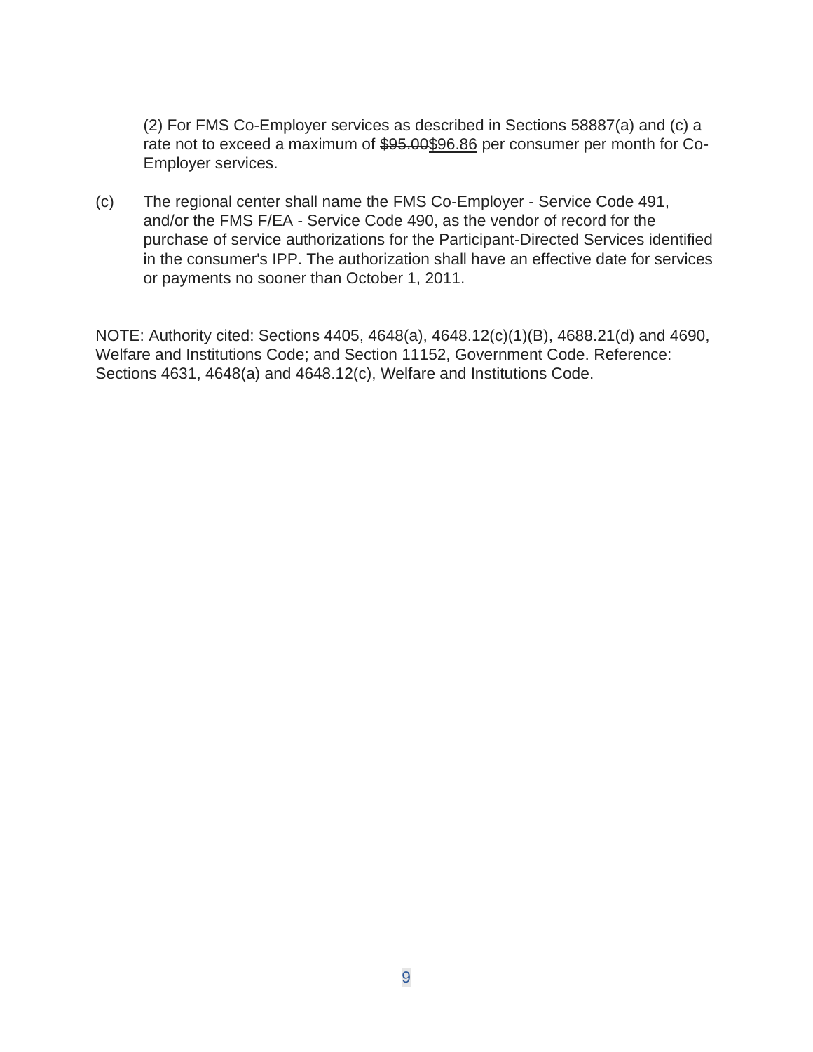(2) For FMS Co-Employer services as described in Sections 58887(a) and (c) a rate not to exceed a maximum of ~~$95.00~~<u>$96.86</u> per consumer per month for Co-Employer services.

(c) The regional center shall name the FMS Co-Employer - Service Code 491, and/or the FMS F/EA - Service Code 490, as the vendor of record for the purchase of service authorizations for the Participant-Directed Services identified in the consumer's IPP. The authorization shall have an effective date for services or payments no sooner than October 1, 2011.

NOTE: Authority cited: Sections 4405, 4648(a), 4648.12(c)(1)(B), 4688.21(d) and 4690, Welfare and Institutions Code; and Section 11152, Government Code. Reference: Sections 4631, 4648(a) and 4648.12(c), Welfare and Institutions Code.